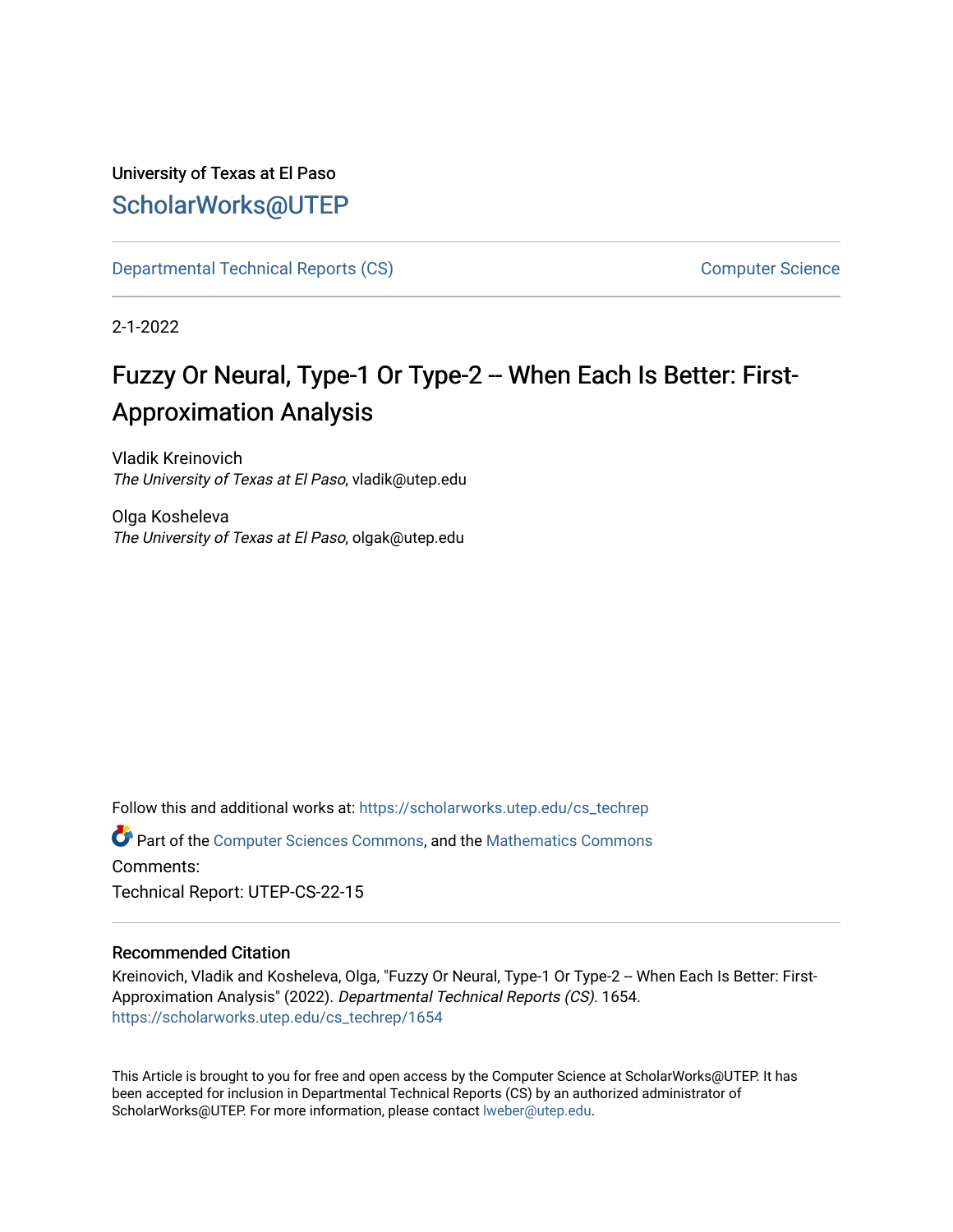University of Texas at El Paso

## ScholarWorks@UTEP

Departmental Technical Reports (CS) | Computer Science

2-1-2022

# Fuzzy Or Neural, Type-1 Or Type-2 -- When Each Is Better: First-Approximation Analysis

Vladik Kreinovich
*The University of Texas at El Paso*, vladik@utep.edu

Olga Kosheleva
*The University of Texas at El Paso*, olgak@utep.edu

Follow this and additional works at: https://scholarworks.utep.edu/cs_techrep

Part of the Computer Sciences Commons, and the Mathematics Commons

Comments:

Technical Report: UTEP-CS-22-15

### Recommended Citation

Kreinovich, Vladik and Kosheleva, Olga, "Fuzzy Or Neural, Type-1 Or Type-2 -- When Each Is Better: First-Approximation Analysis" (2022). *Departmental Technical Reports (CS)*. 1654.
https://scholarworks.utep.edu/cs_techrep/1654

This Article is brought to you for free and open access by the Computer Science at ScholarWorks@UTEP. It has been accepted for inclusion in Departmental Technical Reports (CS) by an authorized administrator of ScholarWorks@UTEP. For more information, please contact lweber@utep.edu.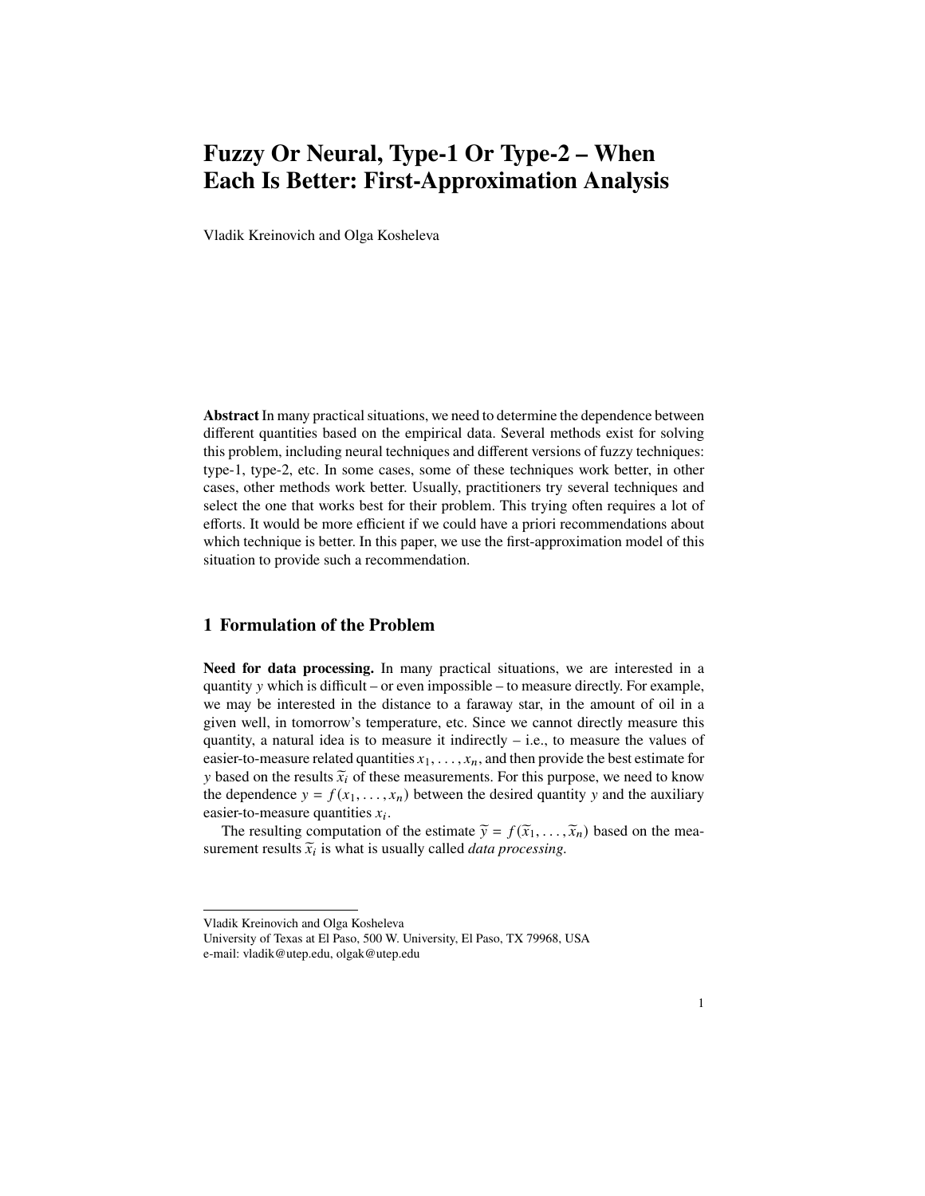# Fuzzy Or Neural, Type-1 Or Type-2 – When Each Is Better: First-Approximation Analysis

Vladik Kreinovich and Olga Kosheleva

**Abstract** In many practical situations, we need to determine the dependence between different quantities based on the empirical data. Several methods exist for solving this problem, including neural techniques and different versions of fuzzy techniques: type-1, type-2, etc. In some cases, some of these techniques work better, in other cases, other methods work better. Usually, practitioners try several techniques and select the one that works best for their problem. This trying often requires a lot of efforts. It would be more efficient if we could have a priori recommendations about which technique is better. In this paper, we use the first-approximation model of this situation to provide such a recommendation.

## 1 Formulation of the Problem

**Need for data processing.** In many practical situations, we are interested in a quantity $y$ which is difficult – or even impossible – to measure directly. For example, we may be interested in the distance to a faraway star, in the amount of oil in a given well, in tomorrow's temperature, etc. Since we cannot directly measure this quantity, a natural idea is to measure it indirectly – i.e., to measure the values of easier-to-measure related quantities $x_1, \ldots, x_n$, and then provide the best estimate for $y$ based on the results $\widetilde{x}_i$ of these measurements. For this purpose, we need to know the dependence $y = f(x_1, \ldots, x_n)$ between the desired quantity $y$ and the auxiliary easier-to-measure quantities $x_i$.

The resulting computation of the estimate $\widetilde{y} = f(\widetilde{x}_1, \ldots, \widetilde{x}_n)$ based on the measurement results $\widetilde{x}_i$ is what is usually called *data processing*.

Vladik Kreinovich and Olga Kosheleva
University of Texas at El Paso, 500 W. University, El Paso, TX 79968, USA
e-mail: vladik@utep.edu, olgak@utep.edu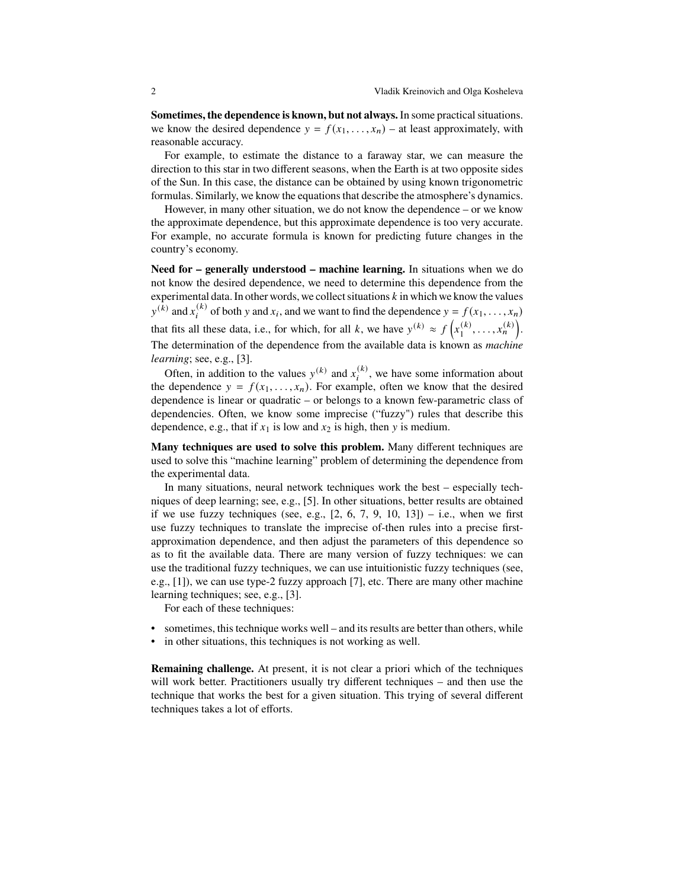**Sometimes, the dependence is known, but not always.** In some practical situations. we know the desired dependence $y = f(x_1, \ldots, x_n)$ – at least approximately, with reasonable accuracy.

For example, to estimate the distance to a faraway star, we can measure the direction to this star in two different seasons, when the Earth is at two opposite sides of the Sun. In this case, the distance can be obtained by using known trigonometric formulas. Similarly, we know the equations that describe the atmosphere's dynamics.

However, in many other situation, we do not know the dependence – or we know the approximate dependence, but this approximate dependence is too very accurate. For example, no accurate formula is known for predicting future changes in the country's economy.

**Need for – generally understood – machine learning.** In situations when we do not know the desired dependence, we need to determine this dependence from the experimental data. In other words, we collect situations $k$ in which we know the values $y^{(k)}$ and $x_i^{(k)}$ of both $y$ and $x_i$, and we want to find the dependence $y = f(x_1, \ldots, x_n)$ that fits all these data, i.e., for which, for all $k$, we have $y^{(k)} \approx f\left(x_1^{(k)}, \ldots, x_n^{(k)}\right)$. The determination of the dependence from the available data is known as *machine learning*; see, e.g., [3].

Often, in addition to the values $y^{(k)}$ and $x_i^{(k)}$, we have some information about the dependence $y = f(x_1, \ldots, x_n)$. For example, often we know that the desired dependence is linear or quadratic – or belongs to a known few-parametric class of dependencies. Often, we know some imprecise ("fuzzy") rules that describe this dependence, e.g., that if $x_1$ is low and $x_2$ is high, then $y$ is medium.

**Many techniques are used to solve this problem.** Many different techniques are used to solve this "machine learning" problem of determining the dependence from the experimental data.

In many situations, neural network techniques work the best – especially techniques of deep learning; see, e.g., [5]. In other situations, better results are obtained if we use fuzzy techniques (see, e.g., [2, 6, 7, 9, 10, 13]) – i.e., when we first use fuzzy techniques to translate the imprecise of-then rules into a precise first-approximation dependence, and then adjust the parameters of this dependence so as to fit the available data. There are many version of fuzzy techniques: we can use the traditional fuzzy techniques, we can use intuitionistic fuzzy techniques (see, e.g., [1]), we can use type-2 fuzzy approach [7], etc. There are many other machine learning techniques; see, e.g., [3].

For each of these techniques:

- sometimes, this technique works well – and its results are better than others, while
- in other situations, this techniques is not working as well.

**Remaining challenge.** At present, it is not clear a priori which of the techniques will work better. Practitioners usually try different techniques – and then use the technique that works the best for a given situation. This trying of several different techniques takes a lot of efforts.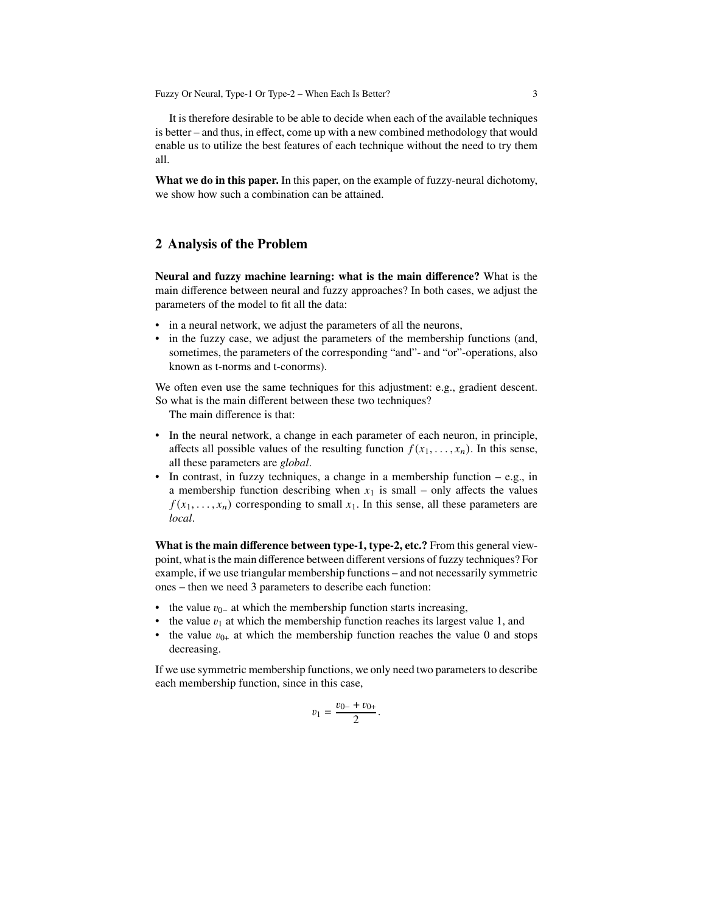It is therefore desirable to be able to decide when each of the available techniques is better – and thus, in effect, come up with a new combined methodology that would enable us to utilize the best features of each technique without the need to try them all.

**What we do in this paper.** In this paper, on the example of fuzzy-neural dichotomy, we show how such a combination can be attained.

## 2 Analysis of the Problem

**Neural and fuzzy machine learning: what is the main difference?** What is the main difference between neural and fuzzy approaches? In both cases, we adjust the parameters of the model to fit all the data:

- in a neural network, we adjust the parameters of all the neurons,
- in the fuzzy case, we adjust the parameters of the membership functions (and, sometimes, the parameters of the corresponding "and"- and "or"-operations, also known as t-norms and t-conorms).

We often even use the same techniques for this adjustment: e.g., gradient descent. So what is the main different between these two techniques?

The main difference is that:

- In the neural network, a change in each parameter of each neuron, in principle, affects all possible values of the resulting function $f(x_1, \ldots, x_n)$. In this sense, all these parameters are *global*.
- In contrast, in fuzzy techniques, a change in a membership function – e.g., in a membership function describing when $x_1$ is small – only affects the values $f(x_1, \ldots, x_n)$ corresponding to small $x_1$. In this sense, all these parameters are *local*.

**What is the main difference between type-1, type-2, etc.?** From this general viewpoint, what is the main difference between different versions of fuzzy techniques? For example, if we use triangular membership functions – and not necessarily symmetric ones – then we need 3 parameters to describe each function:

- the value $v_{0-}$ at which the membership function starts increasing,
- the value $v_1$ at which the membership function reaches its largest value 1, and
- the value $v_{0+}$ at which the membership function reaches the value 0 and stops decreasing.

If we use symmetric membership functions, we only need two parameters to describe each membership function, since in this case,

$$v_1 = \frac{v_{0-} + v_{0+}}{2}.$$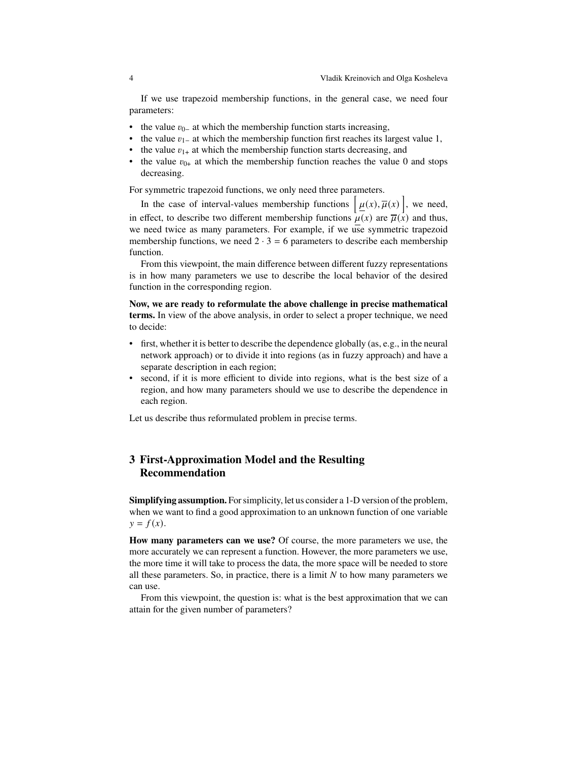If we use trapezoid membership functions, in the general case, we need four parameters:

- the value $v_{0-}$ at which the membership function starts increasing,
- the value $v_{1-}$ at which the membership function first reaches its largest value 1,
- the value $v_{1+}$ at which the membership function starts decreasing, and
- the value $v_{0+}$ at which the membership function reaches the value 0 and stops decreasing.

For symmetric trapezoid functions, we only need three parameters.

In the case of interval-values membership functions $\left[\underline{\mu}(x), \overline{\mu}(x)\right]$, we need, in effect, to describe two different membership functions $\underline{\mu}(x)$ are $\overline{\mu}(x)$ and thus, we need twice as many parameters. For example, if we use symmetric trapezoid membership functions, we need $2 \cdot 3 = 6$ parameters to describe each membership function.

From this viewpoint, the main difference between different fuzzy representations is in how many parameters we use to describe the local behavior of the desired function in the corresponding region.

**Now, we are ready to reformulate the above challenge in precise mathematical terms.** In view of the above analysis, in order to select a proper technique, we need to decide:

- first, whether it is better to describe the dependence globally (as, e.g., in the neural network approach) or to divide it into regions (as in fuzzy approach) and have a separate description in each region;
- second, if it is more efficient to divide into regions, what is the best size of a region, and how many parameters should we use to describe the dependence in each region.

Let us describe thus reformulated problem in precise terms.

## 3 First-Approximation Model and the Resulting Recommendation

**Simplifying assumption.** For simplicity, let us consider a 1-D version of the problem, when we want to find a good approximation to an unknown function of one variable $y = f(x)$.

**How many parameters can we use?** Of course, the more parameters we use, the more accurately we can represent a function. However, the more parameters we use, the more time it will take to process the data, the more space will be needed to store all these parameters. So, in practice, there is a limit $N$ to how many parameters we can use.

From this viewpoint, the question is: what is the best approximation that we can attain for the given number of parameters?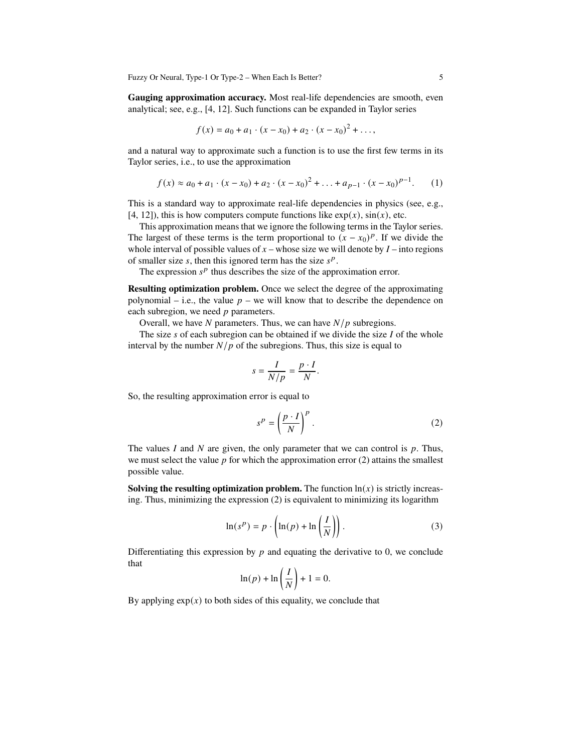**Gauging approximation accuracy.** Most real-life dependencies are smooth, even analytical; see, e.g., [4, 12]. Such functions can be expanded in Taylor series

$$f(x) = a_0 + a_1 \cdot (x - x_0) + a_2 \cdot (x - x_0)^2 + \ldots,$$

and a natural way to approximate such a function is to use the first few terms in its Taylor series, i.e., to use the approximation

$$f(x) \approx a_0 + a_1 \cdot (x - x_0) + a_2 \cdot (x - x_0)^2 + \ldots + a_{p-1} \cdot (x - x_0)^{p-1}. \tag{1}$$

This is a standard way to approximate real-life dependencies in physics (see, e.g., [4, 12]), this is how computers compute functions like $\exp(x)$, $\sin(x)$, etc.

This approximation means that we ignore the following terms in the Taylor series. The largest of these terms is the term proportional to $(x - x_0)^p$. If we divide the whole interval of possible values of $x$ – whose size we will denote by $I$ – into regions of smaller size $s$, then this ignored term has the size $s^p$.

The expression $s^p$ thus describes the size of the approximation error.

**Resulting optimization problem.** Once we select the degree of the approximating polynomial – i.e., the value $p$ – we will know that to describe the dependence on each subregion, we need $p$ parameters.

Overall, we have $N$ parameters. Thus, we can have $N/p$ subregions.

The size $s$ of each subregion can be obtained if we divide the size $I$ of the whole interval by the number $N/p$ of the subregions. Thus, this size is equal to

$$s = \frac{I}{N/p} = \frac{p \cdot I}{N}.$$

So, the resulting approximation error is equal to

$$s^p = \left(\frac{p \cdot I}{N}\right)^p. \tag{2}$$

The values $I$ and $N$ are given, the only parameter that we can control is $p$. Thus, we must select the value $p$ for which the approximation error (2) attains the smallest possible value.

**Solving the resulting optimization problem.** The function $\ln(x)$ is strictly increasing. Thus, minimizing the expression (2) is equivalent to minimizing its logarithm

$$\ln(s^p) = p \cdot \left(\ln(p) + \ln\left(\frac{I}{N}\right)\right). \tag{3}$$

Differentiating this expression by $p$ and equating the derivative to 0, we conclude that

$$\ln(p) + \ln\left(\frac{I}{N}\right) + 1 = 0.$$

By applying $\exp(x)$ to both sides of this equality, we conclude that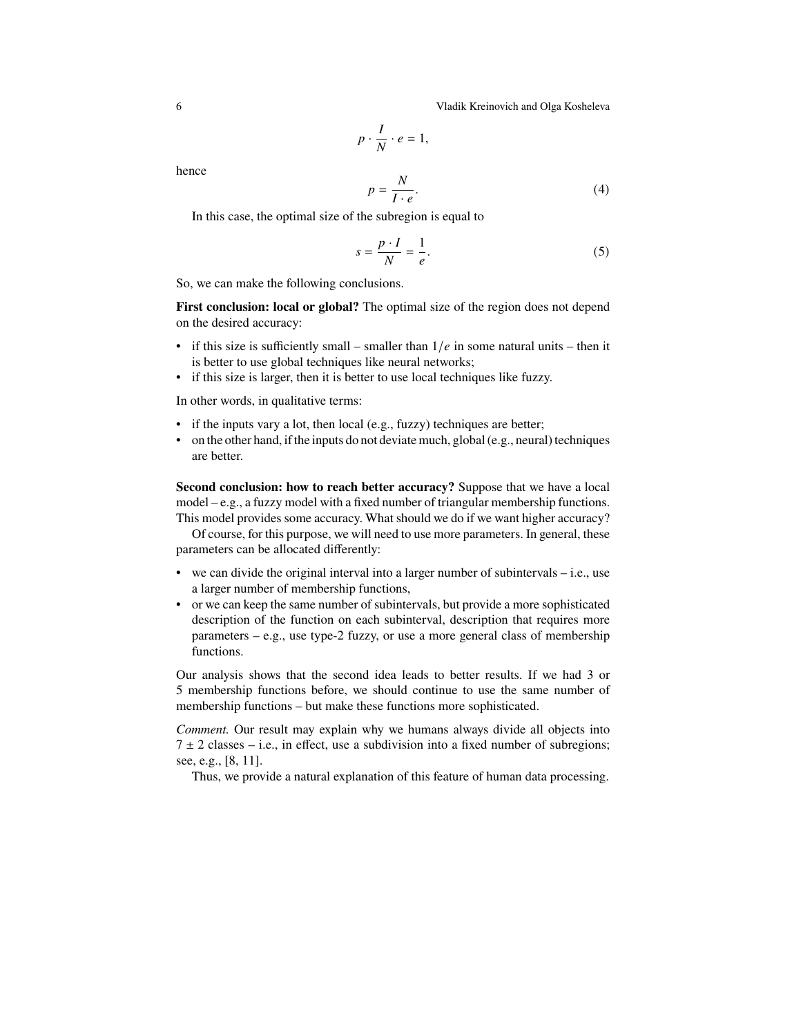$$p \cdot \frac{I}{N} \cdot e = 1,$$

hence

$$p = \frac{N}{I \cdot e}. \tag{4}$$

In this case, the optimal size of the subregion is equal to

$$s = \frac{p \cdot I}{N} = \frac{1}{e}. \tag{5}$$

So, we can make the following conclusions.

**First conclusion: local or global?** The optimal size of the region does not depend on the desired accuracy:

- if this size is sufficiently small – smaller than $1/e$ in some natural units – then it is better to use global techniques like neural networks;
- if this size is larger, then it is better to use local techniques like fuzzy.

In other words, in qualitative terms:

- if the inputs vary a lot, then local (e.g., fuzzy) techniques are better;
- on the other hand, if the inputs do not deviate much, global (e.g., neural) techniques are better.

**Second conclusion: how to reach better accuracy?** Suppose that we have a local model – e.g., a fuzzy model with a fixed number of triangular membership functions. This model provides some accuracy. What should we do if we want higher accuracy?

Of course, for this purpose, we will need to use more parameters. In general, these parameters can be allocated differently:

- we can divide the original interval into a larger number of subintervals – i.e., use a larger number of membership functions,
- or we can keep the same number of subintervals, but provide a more sophisticated description of the function on each subinterval, description that requires more parameters – e.g., use type-2 fuzzy, or use a more general class of membership functions.

Our analysis shows that the second idea leads to better results. If we had 3 or 5 membership functions before, we should continue to use the same number of membership functions – but make these functions more sophisticated.

*Comment.* Our result may explain why we humans always divide all objects into $7 \pm 2$ classes – i.e., in effect, use a subdivision into a fixed number of subregions; see, e.g., [8, 11].

Thus, we provide a natural explanation of this feature of human data processing.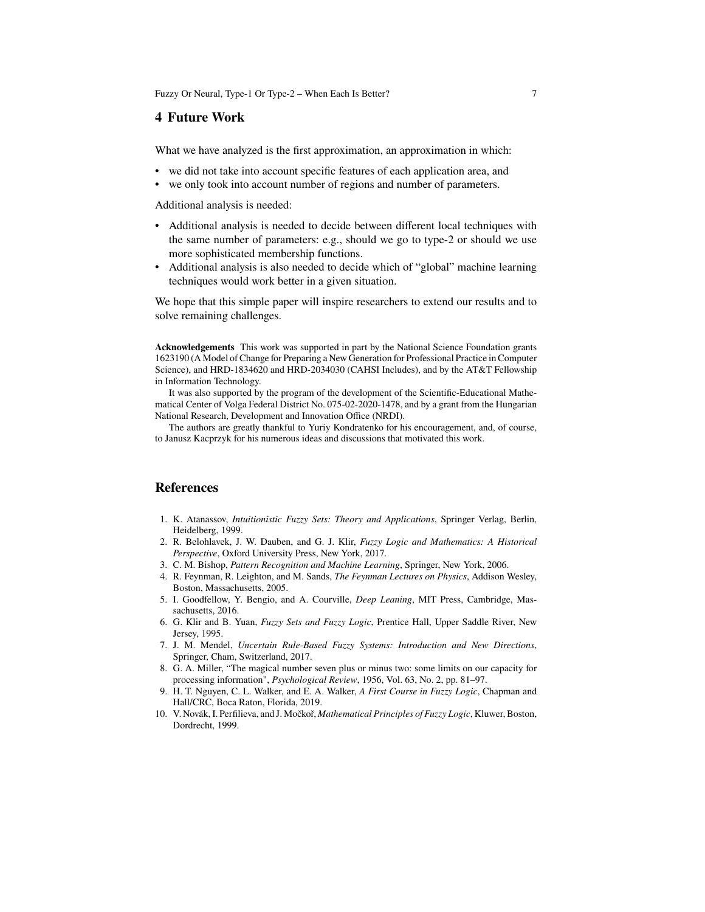## 4 Future Work

What we have analyzed is the first approximation, an approximation in which:

- we did not take into account specific features of each application area, and
- we only took into account number of regions and number of parameters.

Additional analysis is needed:

- Additional analysis is needed to decide between different local techniques with the same number of parameters: e.g., should we go to type-2 or should we use more sophisticated membership functions.
- Additional analysis is also needed to decide which of "global" machine learning techniques would work better in a given situation.

We hope that this simple paper will inspire researchers to extend our results and to solve remaining challenges.

**Acknowledgements** This work was supported in part by the National Science Foundation grants 1623190 (A Model of Change for Preparing a New Generation for Professional Practice in Computer Science), and HRD-1834620 and HRD-2034030 (CAHSI Includes), and by the AT&T Fellowship in Information Technology.

It was also supported by the program of the development of the Scientific-Educational Mathematical Center of Volga Federal District No. 075-02-2020-1478, and by a grant from the Hungarian National Research, Development and Innovation Office (NRDI).

The authors are greatly thankful to Yuriy Kondratenko for his encouragement, and, of course, to Janusz Kacprzyk for his numerous ideas and discussions that motivated this work.

## References

1. K. Atanassov, *Intuitionistic Fuzzy Sets: Theory and Applications*, Springer Verlag, Berlin, Heidelberg, 1999.
2. R. Belohlavek, J. W. Dauben, and G. J. Klir, *Fuzzy Logic and Mathematics: A Historical Perspective*, Oxford University Press, New York, 2017.
3. C. M. Bishop, *Pattern Recognition and Machine Learning*, Springer, New York, 2006.
4. R. Feynman, R. Leighton, and M. Sands, *The Feynman Lectures on Physics*, Addison Wesley, Boston, Massachusetts, 2005.
5. I. Goodfellow, Y. Bengio, and A. Courville, *Deep Leaning*, MIT Press, Cambridge, Massachusetts, 2016.
6. G. Klir and B. Yuan, *Fuzzy Sets and Fuzzy Logic*, Prentice Hall, Upper Saddle River, New Jersey, 1995.
7. J. M. Mendel, *Uncertain Rule-Based Fuzzy Systems: Introduction and New Directions*, Springer, Cham, Switzerland, 2017.
8. G. A. Miller, "The magical number seven plus or minus two: some limits on our capacity for processing information", *Psychological Review*, 1956, Vol. 63, No. 2, pp. 81–97.
9. H. T. Nguyen, C. L. Walker, and E. A. Walker, *A First Course in Fuzzy Logic*, Chapman and Hall/CRC, Boca Raton, Florida, 2019.
10. V. Novák, I. Perfilieva, and J. Močkoř, *Mathematical Principles of Fuzzy Logic*, Kluwer, Boston, Dordrecht, 1999.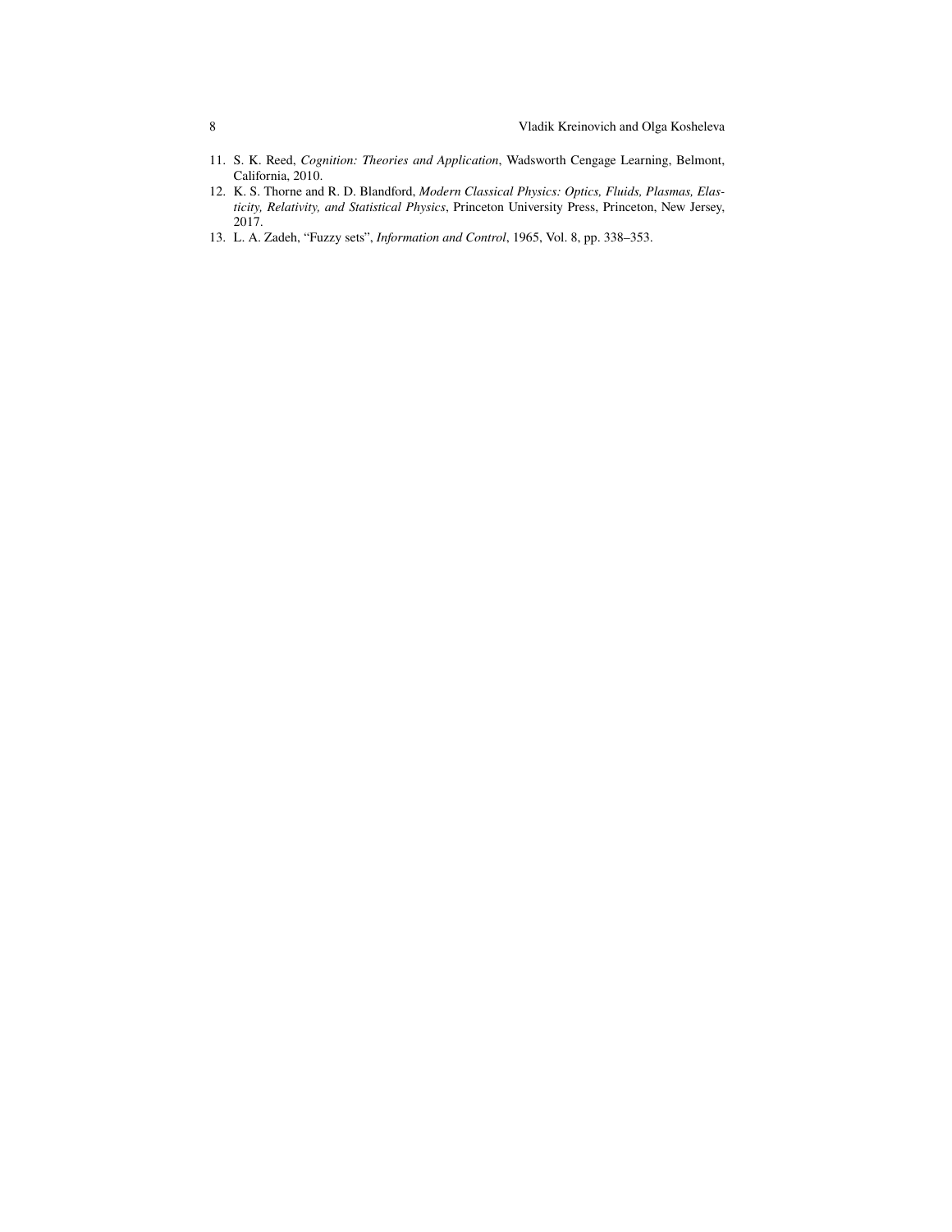11. S. K. Reed, *Cognition: Theories and Application*, Wadsworth Cengage Learning, Belmont, California, 2010.
12. K. S. Thorne and R. D. Blandford, *Modern Classical Physics: Optics, Fluids, Plasmas, Elasticity, Relativity, and Statistical Physics*, Princeton University Press, Princeton, New Jersey, 2017.
13. L. A. Zadeh, "Fuzzy sets", *Information and Control*, 1965, Vol. 8, pp. 338–353.